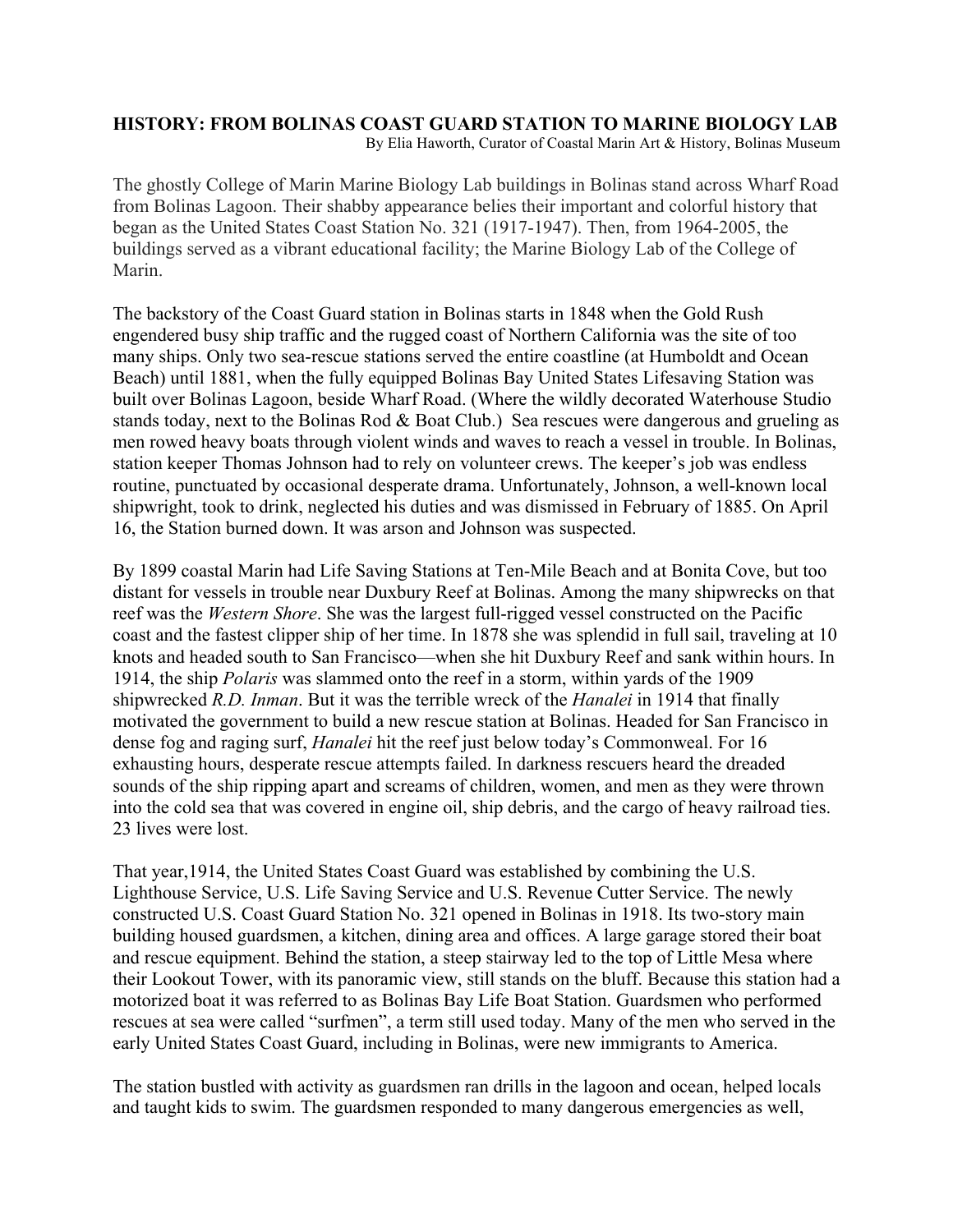# HISTORY: FROM BOLINAS COAST GUARD STATION TO MARINE BIOLOGY LAB

By Elia Haworth, Curator of Coastal Marin Art & History, Bolinas Museum

The ghostly College of Marin Marine Biology Lab buildings in Bolinas stand across Wharf Road from Bolinas Lagoon. Their shabby appearance belies their important and colorful history that began as the United States Coast Station No. 321 (1917-1947). Then, from 1964-2005, the buildings served as a vibrant educational facility; the Marine Biology Lab of the College of Marin.

The backstory of the Coast Guard station in Bolinas starts in 1848 when the Gold Rush engendered busy ship traffic and the rugged coast of Northern California was the site of too many ships. Only two sea-rescue stations served the entire coastline (at Humboldt and Ocean Beach) until 1881, when the fully equipped Bolinas Bay United States Lifesaving Station was built over Bolinas Lagoon, beside Wharf Road. (Where the wildly decorated Waterhouse Studio stands today, next to the Bolinas Rod & Boat Club.) Sea rescues were dangerous and grueling as men rowed heavy boats through violent winds and waves to reach a vessel in trouble. In Bolinas, station keeper Thomas Johnson had to rely on volunteer crews. The keeper's job was endless routine, punctuated by occasional desperate drama. Unfortunately, Johnson, a well-known local shipwright, took to drink, neglected his duties and was dismissed in February of 1885. On April 16, the Station burned down. It was arson and Johnson was suspected.

By 1899 coastal Marin had Life Saving Stations at Ten-Mile Beach and at Bonita Cove, but too distant for vessels in trouble near Duxbury Reef at Bolinas. Among the many shipwrecks on that reef was the *Western Shore*. She was the largest full-rigged vessel constructed on the Pacific coast and the fastest clipper ship of her time. In 1878 she was splendid in full sail, traveling at 10 knots and headed south to San Francisco—when she hit Duxbury Reef and sank within hours. In 1914, the ship *Polaris* was slammed onto the reef in a storm, within yards of the 1909 shipwrecked *R.D. Inman*. But it was the terrible wreck of the *Hanalei* in 1914 that finally motivated the government to build a new rescue station at Bolinas. Headed for San Francisco in dense fog and raging surf, *Hanalei* hit the reef just below today's Commonweal. For 16 exhausting hours, desperate rescue attempts failed. In darkness rescuers heard the dreaded sounds of the ship ripping apart and screams of children, women, and men as they were thrown into the cold sea that was covered in engine oil, ship debris, and the cargo of heavy railroad ties. 23 lives were lost.

That year,1914, the United States Coast Guard was established by combining the U.S. Lighthouse Service, U.S. Life Saving Service and U.S. Revenue Cutter Service. The newly constructed U.S. Coast Guard Station No. 321 opened in Bolinas in 1918. Its two-story main building housed guardsmen, a kitchen, dining area and offices. A large garage stored their boat and rescue equipment. Behind the station, a steep stairway led to the top of Little Mesa where their Lookout Tower, with its panoramic view, still stands on the bluff. Because this station had a motorized boat it was referred to as Bolinas Bay Life Boat Station. Guardsmen who performed rescues at sea were called "surfmen", a term still used today. Many of the men who served in the early United States Coast Guard, including in Bolinas, were new immigrants to America.

The station bustled with activity as guardsmen ran drills in the lagoon and ocean, helped locals and taught kids to swim. The guardsmen responded to many dangerous emergencies as well,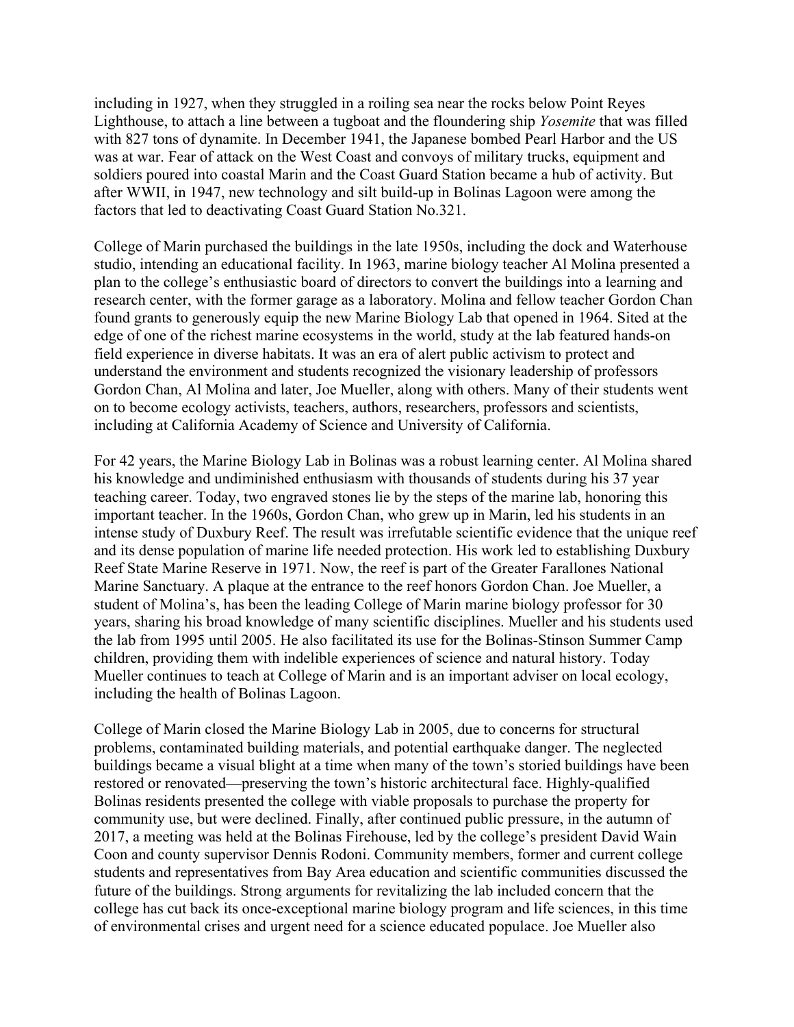including in 1927, when they struggled in a roiling sea near the rocks below Point Reyes Lighthouse, to attach a line between a tugboat and the floundering ship *Yosemite* that was filled with 827 tons of dynamite. In December 1941, the Japanese bombed Pearl Harbor and the US was at war. Fear of attack on the West Coast and convoys of military trucks, equipment and soldiers poured into coastal Marin and the Coast Guard Station became a hub of activity. But after WWII, in 1947, new technology and silt build-up in Bolinas Lagoon were among the factors that led to deactivating Coast Guard Station No.321.

College of Marin purchased the buildings in the late 1950s, including the dock and Waterhouse studio, intending an educational facility. In 1963, marine biology teacher Al Molina presented a plan to the college's enthusiastic board of directors to convert the buildings into a learning and research center, with the former garage as a laboratory. Molina and fellow teacher Gordon Chan found grants to generously equip the new Marine Biology Lab that opened in 1964. Sited at the edge of one of the richest marine ecosystems in the world, study at the lab featured hands-on field experience in diverse habitats. It was an era of alert public activism to protect and understand the environment and students recognized the visionary leadership of professors Gordon Chan, Al Molina and later, Joe Mueller, along with others. Many of their students went on to become ecology activists, teachers, authors, researchers, professors and scientists, including at California Academy of Science and University of California.

For 42 years, the Marine Biology Lab in Bolinas was a robust learning center. Al Molina shared his knowledge and undiminished enthusiasm with thousands of students during his 37 year teaching career. Today, two engraved stones lie by the steps of the marine lab, honoring this important teacher. In the 1960s, Gordon Chan, who grew up in Marin, led his students in an intense study of Duxbury Reef. The result was irrefutable scientific evidence that the unique reef and its dense population of marine life needed protection. His work led to establishing Duxbury Reef State Marine Reserve in 1971. Now, the reef is part of the Greater Farallones National Marine Sanctuary. A plaque at the entrance to the reef honors Gordon Chan. Joe Mueller, a student of Molina's, has been the leading College of Marin marine biology professor for 30 years, sharing his broad knowledge of many scientific disciplines. Mueller and his students used the lab from 1995 until 2005. He also facilitated its use for the Bolinas-Stinson Summer Camp children, providing them with indelible experiences of science and natural history. Today Mueller continues to teach at College of Marin and is an important adviser on local ecology, including the health of Bolinas Lagoon.

College of Marin closed the Marine Biology Lab in 2005, due to concerns for structural problems, contaminated building materials, and potential earthquake danger. The neglected buildings became a visual blight at a time when many of the town's storied buildings have been restored or renovated—preserving the town's historic architectural face. Highly-qualified Bolinas residents presented the college with viable proposals to purchase the property for community use, but were declined. Finally, after continued public pressure, in the autumn of 2017, a meeting was held at the Bolinas Firehouse, led by the college's president David Wain Coon and county supervisor Dennis Rodoni. Community members, former and current college students and representatives from Bay Area education and scientific communities discussed the future of the buildings. Strong arguments for revitalizing the lab included concern that the college has cut back its once-exceptional marine biology program and life sciences, in this time of environmental crises and urgent need for a science educated populace. Joe Mueller also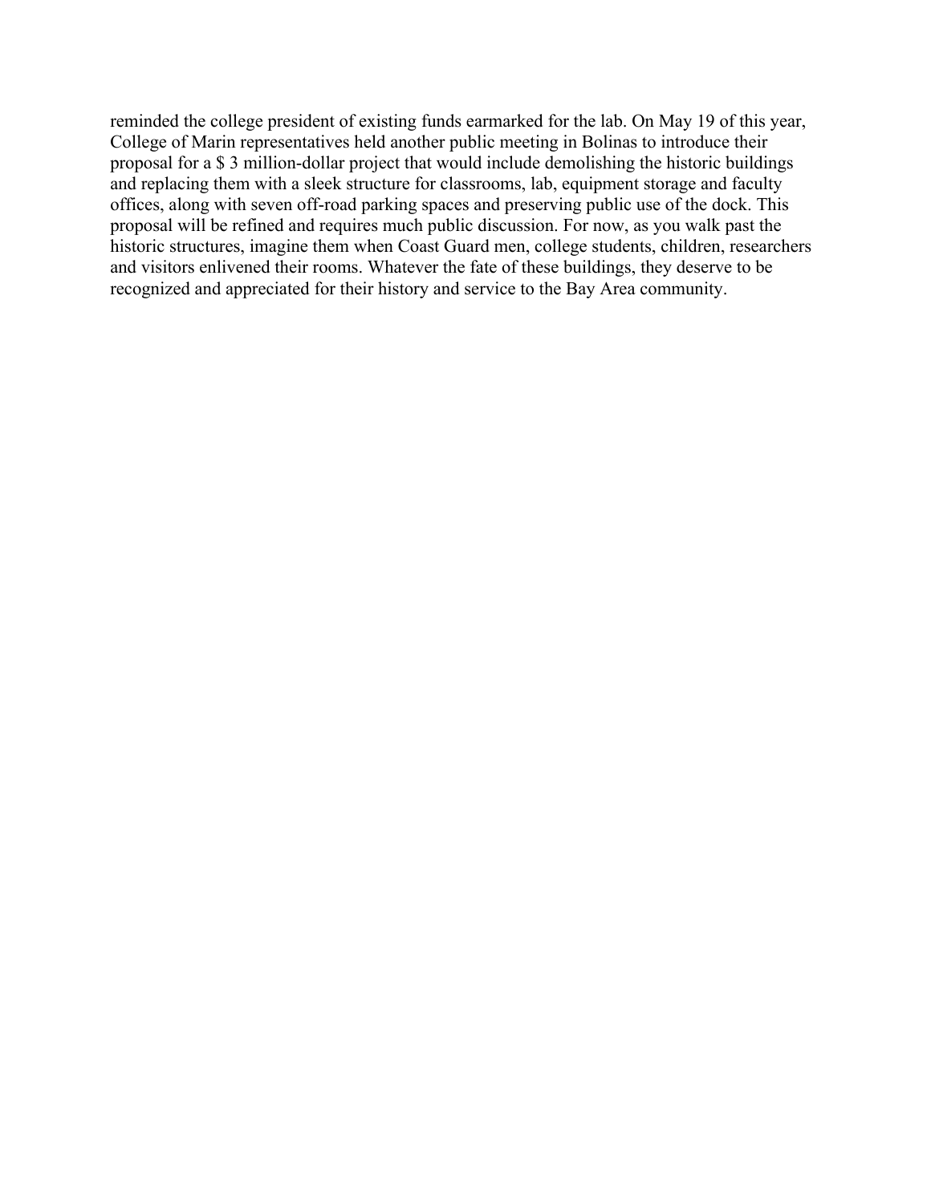reminded the college president of existing funds earmarked for the lab. On May 19 of this year, College of Marin representatives held another public meeting in Bolinas to introduce their proposal for a $ 3 million-dollar project that would include demolishing the historic buildings and replacing them with a sleek structure for classrooms, lab, equipment storage and faculty offices, along with seven off-road parking spaces and preserving public use of the dock. This proposal will be refined and requires much public discussion. For now, as you walk past the historic structures, imagine them when Coast Guard men, college students, children, researchers and visitors enlivened their rooms. Whatever the fate of these buildings, they deserve to be recognized and appreciated for their history and service to the Bay Area community.